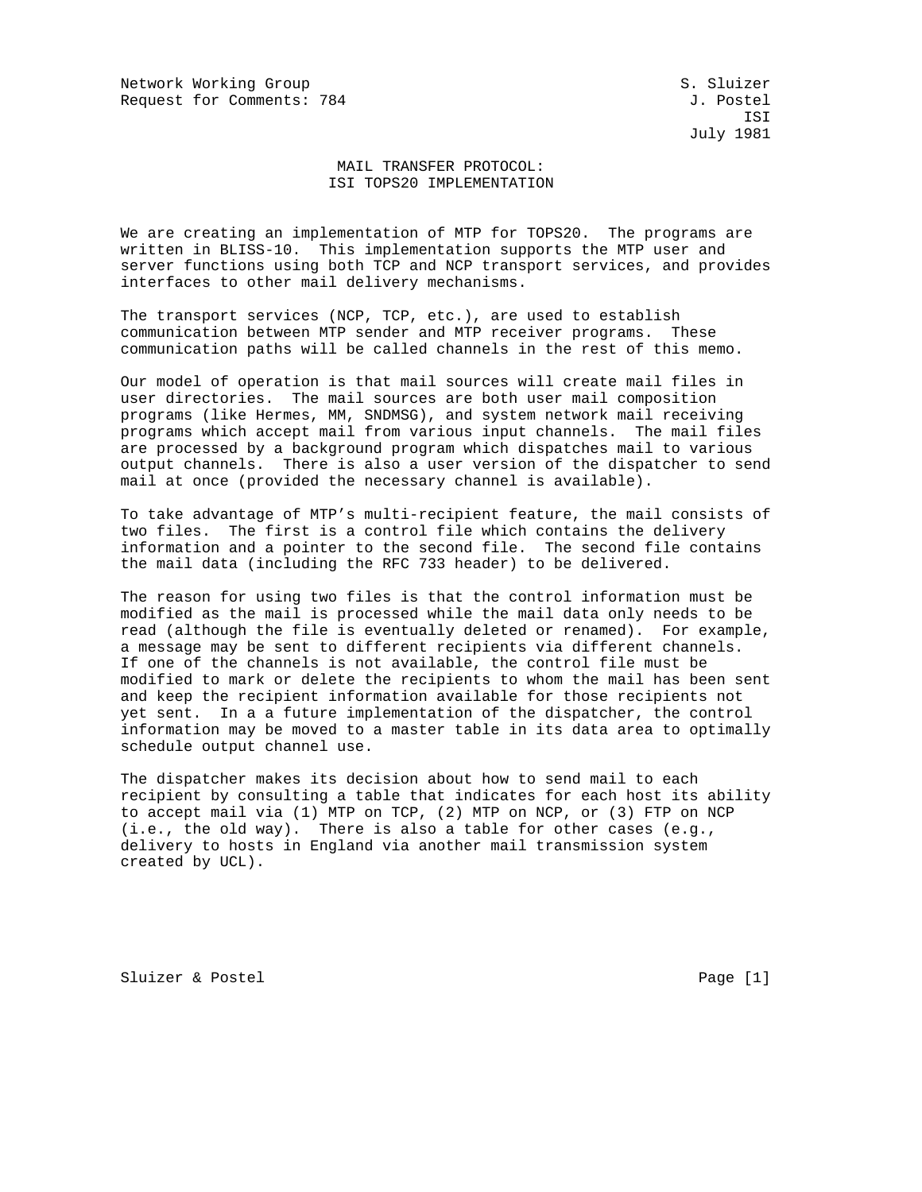Network Working Group S. Sluizer
Request for Comments: 784 J. Postel
ISI
July 1981

# MAIL TRANSFER PROTOCOL:
# ISI TOPS20 IMPLEMENTATION

We are creating an implementation of MTP for TOPS20. The programs are written in BLISS-10. This implementation supports the MTP user and server functions using both TCP and NCP transport services, and provides interfaces to other mail delivery mechanisms.

The transport services (NCP, TCP, etc.), are used to establish communication between MTP sender and MTP receiver programs. These communication paths will be called channels in the rest of this memo.

Our model of operation is that mail sources will create mail files in user directories. The mail sources are both user mail composition programs (like Hermes, MM, SNDMSG), and system network mail receiving programs which accept mail from various input channels. The mail files are processed by a background program which dispatches mail to various output channels. There is also a user version of the dispatcher to send mail at once (provided the necessary channel is available).

To take advantage of MTP's multi-recipient feature, the mail consists of two files. The first is a control file which contains the delivery information and a pointer to the second file. The second file contains the mail data (including the RFC 733 header) to be delivered.

The reason for using two files is that the control information must be modified as the mail is processed while the mail data only needs to be read (although the file is eventually deleted or renamed). For example, a message may be sent to different recipients via different channels. If one of the channels is not available, the control file must be modified to mark or delete the recipients to whom the mail has been sent and keep the recipient information available for those recipients not yet sent. In a a future implementation of the dispatcher, the control information may be moved to a master table in its data area to optimally schedule output channel use.

The dispatcher makes its decision about how to send mail to each recipient by consulting a table that indicates for each host its ability to accept mail via (1) MTP on TCP, (2) MTP on NCP, or (3) FTP on NCP (i.e., the old way). There is also a table for other cases (e.g., delivery to hosts in England via another mail transmission system created by UCL).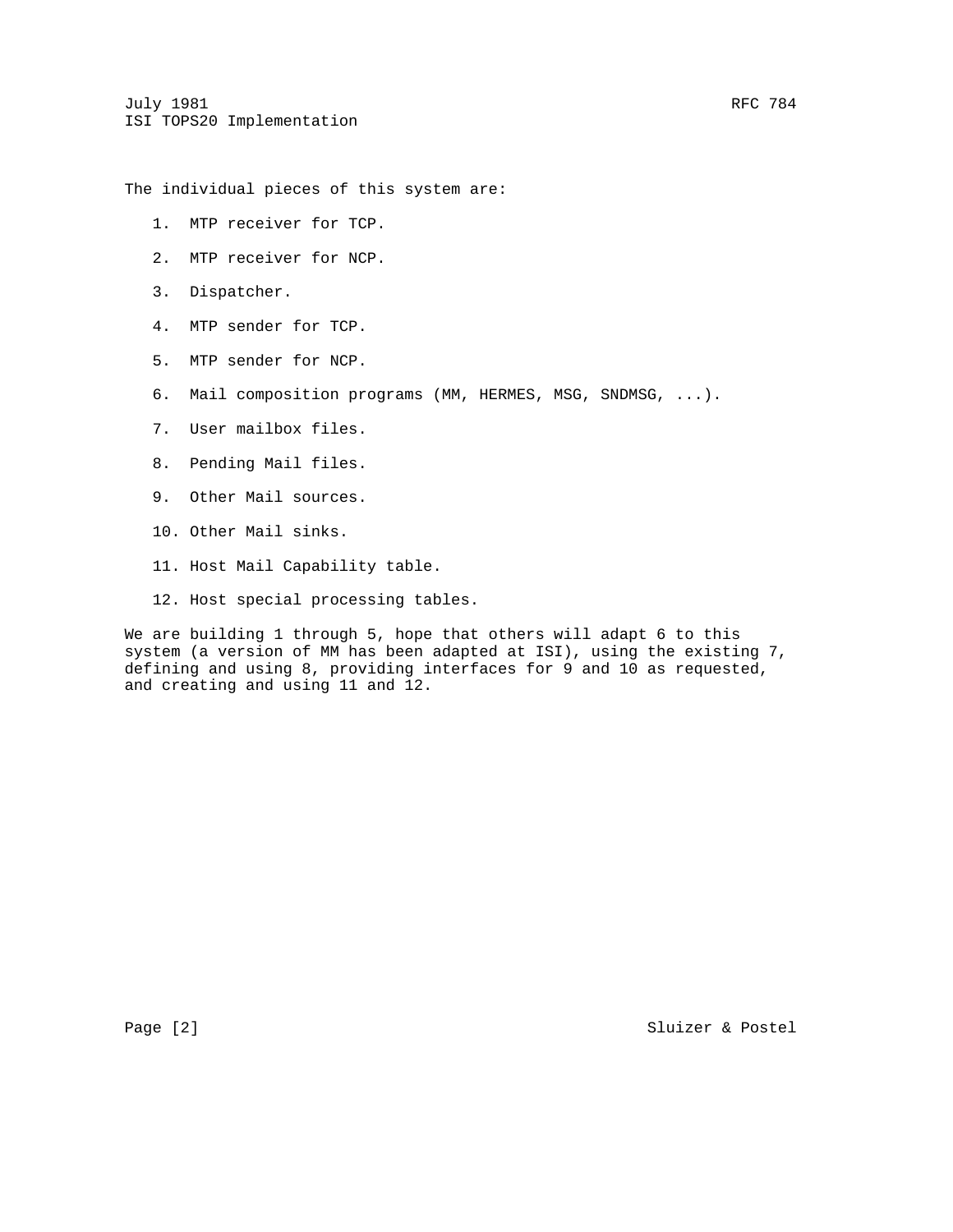The individual pieces of this system are:

1. MTP receiver for TCP.
2. MTP receiver for NCP.
3. Dispatcher.
4. MTP sender for TCP.
5. MTP sender for NCP.
6. Mail composition programs (MM, HERMES, MSG, SNDMSG, ...).
7. User mailbox files.
8. Pending Mail files.
9. Other Mail sources.
10. Other Mail sinks.
11. Host Mail Capability table.
12. Host special processing tables.

We are building 1 through 5, hope that others will adapt 6 to this system (a version of MM has been adapted at ISI), using the existing 7, defining and using 8, providing interfaces for 9 and 10 as requested, and creating and using 11 and 12.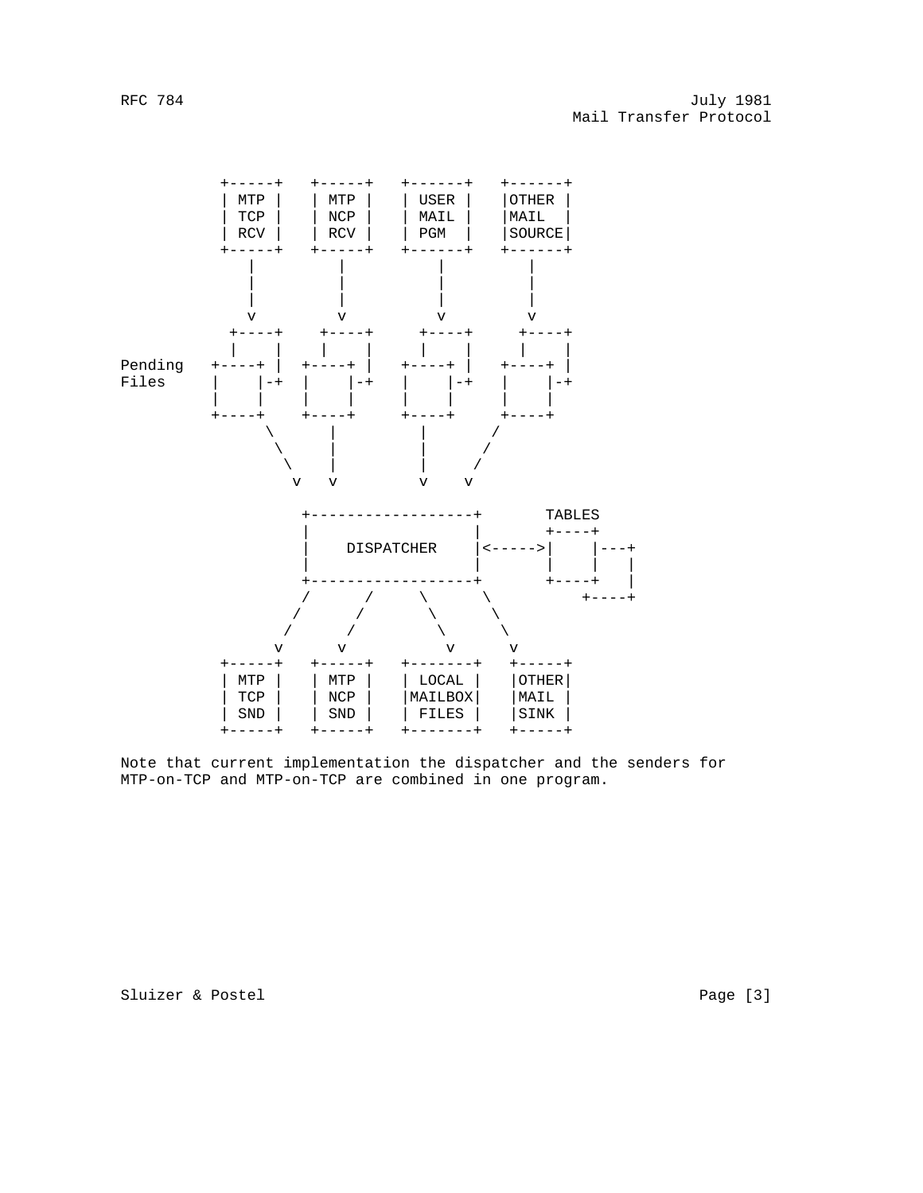```
         +-----+   +-----+   +------+   +------+
         | MTP |   | MTP |   | USER |   |OTHER |
         | TCP |   | NCP |   | MAIL |   |MAIL  |
         | RCV |   | RCV |   | PGM  |   |SOURCE|
         +-----+   +-----+   +------+   +------+
            |         |          |          |
            |         |          |          |
            |         |          |          |
            v         v          v          v
          +----+    +----+     +----+     +----+
          |    |    |    |     |    |     |    |
Pending  +----+ |  +----+ |   +----+ |   +----+ |
Files    |    |-+  |    |-+   |    |-+   |    |-+
         |    |    |    |     |    |     |    |
         +----+    +----+     +----+     +----+
              \       |         |         /
               \      |         |        /
                \     |         |       /
                 v    v         v     v

                +------------------+       TABLES
                |                  |       +----+
                |    DISPATCHER    |<----->|    |---+
                |                  |       |    |   |
                +------------------+       +----+   |
                /      /      \      \         +----+
               /      /        \      \
              /      /          \      \
             v      v            v      v
         +-----+   +-----+   +-------+   +-----+
         | MTP |   | MTP |   | LOCAL |   |OTHER|
         | TCP |   | NCP |   |MAILBOX|   |MAIL |
         | SND |   | SND |   | FILES |   |SINK |
         +-----+   +-----+   +-------+   +-----+
```

Note that current implementation the dispatcher and the senders for MTP-on-TCP and MTP-on-TCP are combined in one program.